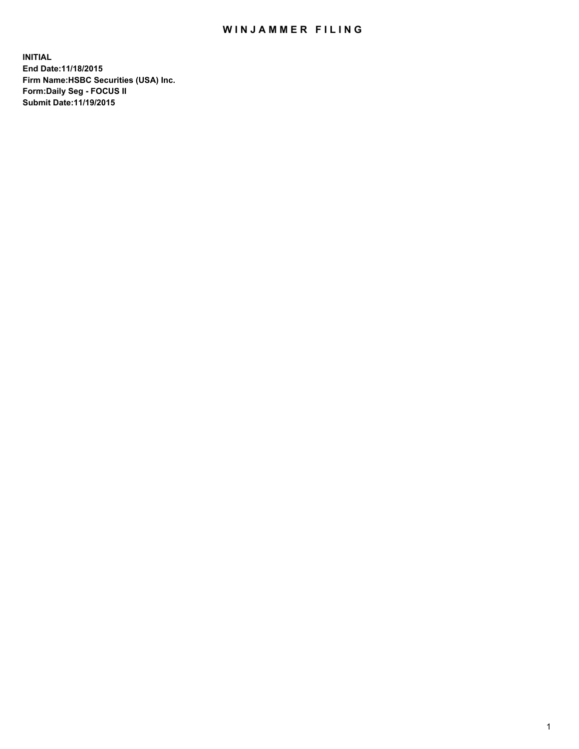# WINJAMMER FILING

**INITIAL**
**End Date:11/18/2015**
**Firm Name:HSBC Securities (USA) Inc.**
**Form:Daily Seg - FOCUS II**
**Submit Date:11/19/2015**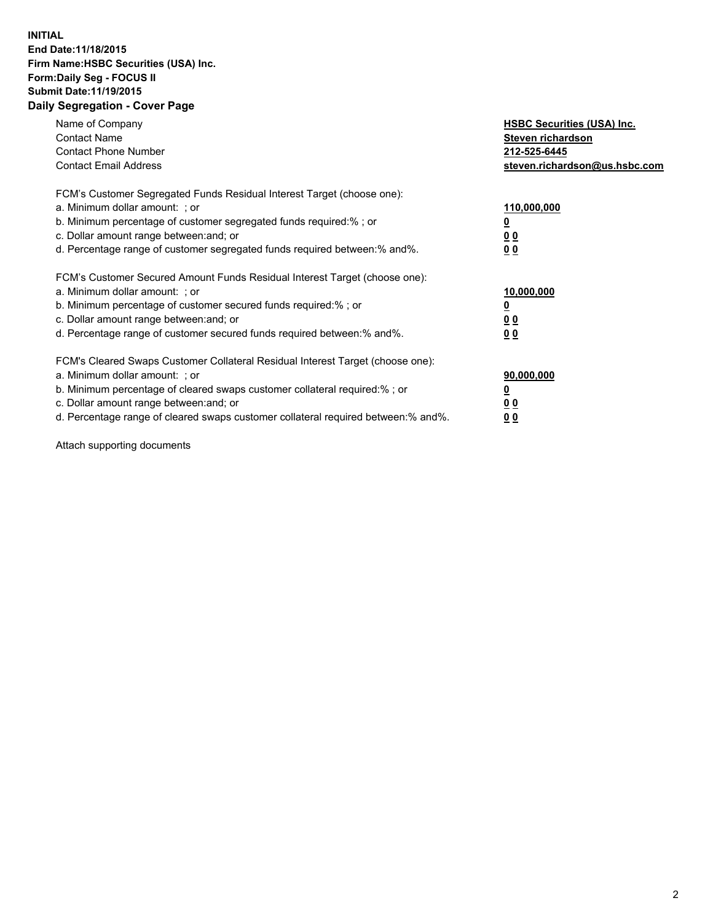**INITIAL**
**End Date:11/18/2015**
**Firm Name:HSBC Securities (USA) Inc.**
**Form:Daily Seg - FOCUS II**
**Submit Date:11/19/2015**

## Daily Segregation - Cover Page

| | |
|---|---|
| Name of Company | **HSBC Securities (USA) Inc.** |
| Contact Name | **Steven richardson** |
| Contact Phone Number | **212-525-6445** |
| Contact Email Address | **steven.richardson@us.hsbc.com** |

| | |
|---|---|
| FCM's Customer Segregated Funds Residual Interest Target (choose one): | |
| a. Minimum dollar amount: ; or | **110,000,000** |
| b. Minimum percentage of customer segregated funds required:% ; or | **0** |
| c. Dollar amount range between:and; or | **0 0** |
| d. Percentage range of customer segregated funds required between:% and%. | **0 0** |

| | |
|---|---|
| FCM's Customer Secured Amount Funds Residual Interest Target (choose one): | |
| a. Minimum dollar amount: ; or | **10,000,000** |
| b. Minimum percentage of customer secured funds required:% ; or | **0** |
| c. Dollar amount range between:and; or | **0 0** |
| d. Percentage range of customer secured funds required between:% and%. | **0 0** |

| | |
|---|---|
| FCM's Cleared Swaps Customer Collateral Residual Interest Target (choose one): | |
| a. Minimum dollar amount: ; or | **90,000,000** |
| b. Minimum percentage of cleared swaps customer collateral required:% ; or | **0** |
| c. Dollar amount range between:and; or | **0 0** |
| d. Percentage range of cleared swaps customer collateral required between:% and%. | **0 0** |

Attach supporting documents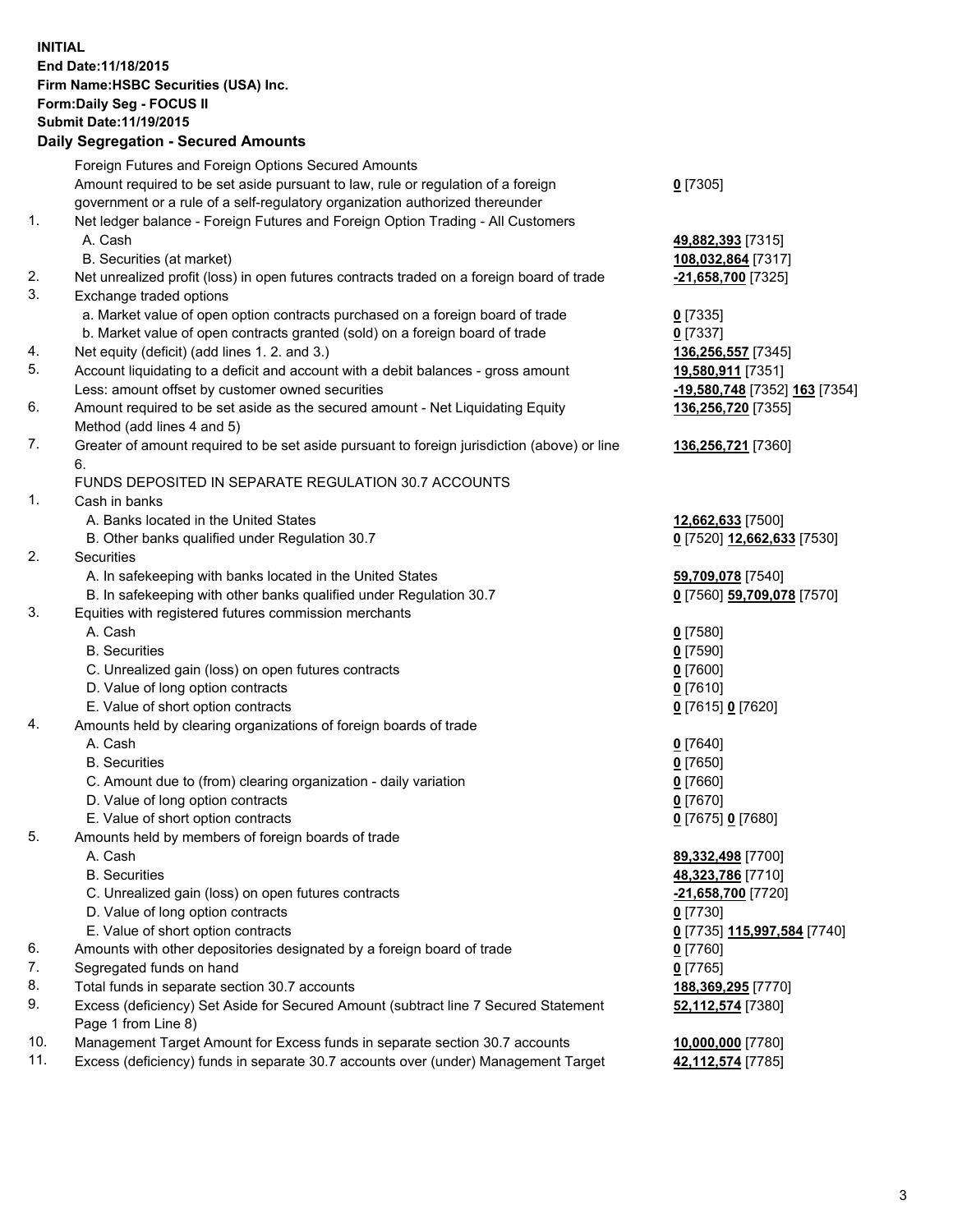**INITIAL**
**End Date:11/18/2015**
**Firm Name:HSBC Securities (USA) Inc.**
**Form:Daily Seg - FOCUS II**
**Submit Date:11/19/2015**

**Daily Segregation - Secured Amounts**

| | | |
|---|---|---|
| | Foreign Futures and Foreign Options Secured Amounts | |
| | Amount required to be set aside pursuant to law, rule or regulation of a foreign government or a rule of a self-regulatory organization authorized thereunder | **0** [7305] |
| 1. | Net ledger balance - Foreign Futures and Foreign Option Trading - All Customers | |
| | A. Cash | **49,882,393** [7315] |
| | B. Securities (at market) | **108,032,864** [7317] |
| 2. | Net unrealized profit (loss) in open futures contracts traded on a foreign board of trade | **-21,658,700** [7325] |
| 3. | Exchange traded options | |
| | a. Market value of open option contracts purchased on a foreign board of trade | **0** [7335] |
| | b. Market value of open contracts granted (sold) on a foreign board of trade | **0** [7337] |
| 4. | Net equity (deficit) (add lines 1. 2. and 3.) | **136,256,557** [7345] |
| 5. | Account liquidating to a deficit and account with a debit balances - gross amount | **19,580,911** [7351] |
| | Less: amount offset by customer owned securities | **-19,580,748** [7352] **163** [7354] |
| 6. | Amount required to be set aside as the secured amount - Net Liquidating Equity Method (add lines 4 and 5) | **136,256,720** [7355] |
| 7. | Greater of amount required to be set aside pursuant to foreign jurisdiction (above) or line 6. | **136,256,721** [7360] |
| | FUNDS DEPOSITED IN SEPARATE REGULATION 30.7 ACCOUNTS | |
| 1. | Cash in banks | |
| | A. Banks located in the United States | **12,662,633** [7500] |
| | B. Other banks qualified under Regulation 30.7 | **0** [7520] **12,662,633** [7530] |
| 2. | Securities | |
| | A. In safekeeping with banks located in the United States | **59,709,078** [7540] |
| | B. In safekeeping with other banks qualified under Regulation 30.7 | **0** [7560] **59,709,078** [7570] |
| 3. | Equities with registered futures commission merchants | |
| | A. Cash | **0** [7580] |
| | B. Securities | **0** [7590] |
| | C. Unrealized gain (loss) on open futures contracts | **0** [7600] |
| | D. Value of long option contracts | **0** [7610] |
| | E. Value of short option contracts | **0** [7615] **0** [7620] |
| 4. | Amounts held by clearing organizations of foreign boards of trade | |
| | A. Cash | **0** [7640] |
| | B. Securities | **0** [7650] |
| | C. Amount due to (from) clearing organization - daily variation | **0** [7660] |
| | D. Value of long option contracts | **0** [7670] |
| | E. Value of short option contracts | **0** [7675] **0** [7680] |
| 5. | Amounts held by members of foreign boards of trade | |
| | A. Cash | **89,332,498** [7700] |
| | B. Securities | **48,323,786** [7710] |
| | C. Unrealized gain (loss) on open futures contracts | **-21,658,700** [7720] |
| | D. Value of long option contracts | **0** [7730] |
| | E. Value of short option contracts | **0** [7735] **115,997,584** [7740] |
| 6. | Amounts with other depositories designated by a foreign board of trade | **0** [7760] |
| 7. | Segregated funds on hand | **0** [7765] |
| 8. | Total funds in separate section 30.7 accounts | **188,369,295** [7770] |
| 9. | Excess (deficiency) Set Aside for Secured Amount (subtract line 7 Secured Statement Page 1 from Line 8) | **52,112,574** [7380] |
| 10. | Management Target Amount for Excess funds in separate section 30.7 accounts | **10,000,000** [7780] |
| 11. | Excess (deficiency) funds in separate 30.7 accounts over (under) Management Target | **42,112,574** [7785] |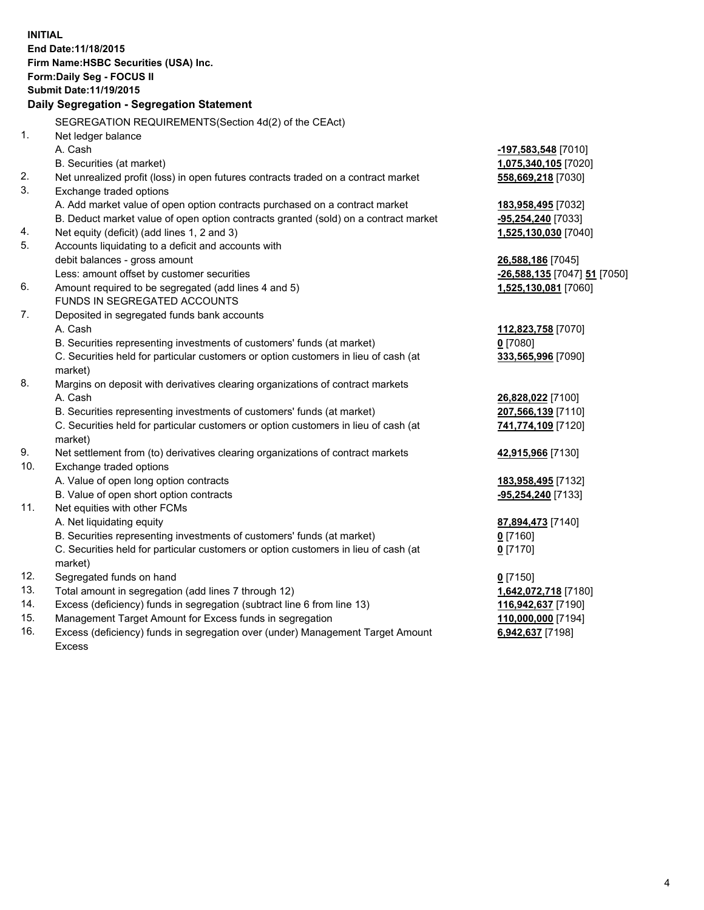**INITIAL**
**End Date:11/18/2015**
**Firm Name:HSBC Securities (USA) Inc.**
**Form:Daily Seg - FOCUS II**
**Submit Date:11/19/2015**

## Daily Segregation - Segregation Statement

SEGREGATION REQUIREMENTS(Section 4d(2) of the CEAct)

| | | |
|---|---|---|
| 1. | Net ledger balance | |
| | A. Cash | **-197,583,548** [7010] |
| | B. Securities (at market) | **1,075,340,105** [7020] |
| 2. | Net unrealized profit (loss) in open futures contracts traded on a contract market | **558,669,218** [7030] |
| 3. | Exchange traded options | |
| | A. Add market value of open option contracts purchased on a contract market | **183,958,495** [7032] |
| | B. Deduct market value of open option contracts granted (sold) on a contract market | **-95,254,240** [7033] |
| 4. | Net equity (deficit) (add lines 1, 2 and 3) | **1,525,130,030** [7040] |
| 5. | Accounts liquidating to a deficit and accounts with debit balances - gross amount | **26,588,186** [7045] |
| | Less: amount offset by customer securities | **-26,588,135** [7047] **51** [7050] |
| 6. | Amount required to be segregated (add lines 4 and 5) | **1,525,130,081** [7060] |
| | FUNDS IN SEGREGATED ACCOUNTS | |
| 7. | Deposited in segregated funds bank accounts | |
| | A. Cash | **112,823,758** [7070] |
| | B. Securities representing investments of customers' funds (at market) | **0** [7080] |
| | C. Securities held for particular customers or option customers in lieu of cash (at market) | **333,565,996** [7090] |
| 8. | Margins on deposit with derivatives clearing organizations of contract markets | |
| | A. Cash | **26,828,022** [7100] |
| | B. Securities representing investments of customers' funds (at market) | **207,566,139** [7110] |
| | C. Securities held for particular customers or option customers in lieu of cash (at market) | **741,774,109** [7120] |
| 9. | Net settlement from (to) derivatives clearing organizations of contract markets | **42,915,966** [7130] |
| 10. | Exchange traded options | |
| | A. Value of open long option contracts | **183,958,495** [7132] |
| | B. Value of open short option contracts | **-95,254,240** [7133] |
| 11. | Net equities with other FCMs | |
| | A. Net liquidating equity | **87,894,473** [7140] |
| | B. Securities representing investments of customers' funds (at market) | **0** [7160] |
| | C. Securities held for particular customers or option customers in lieu of cash (at market) | **0** [7170] |
| 12. | Segregated funds on hand | **0** [7150] |
| 13. | Total amount in segregation (add lines 7 through 12) | **1,642,072,718** [7180] |
| 14. | Excess (deficiency) funds in segregation (subtract line 6 from line 13) | **116,942,637** [7190] |
| 15. | Management Target Amount for Excess funds in segregation | **110,000,000** [7194] |
| 16. | Excess (deficiency) funds in segregation over (under) Management Target Amount Excess | **6,942,637** [7198] |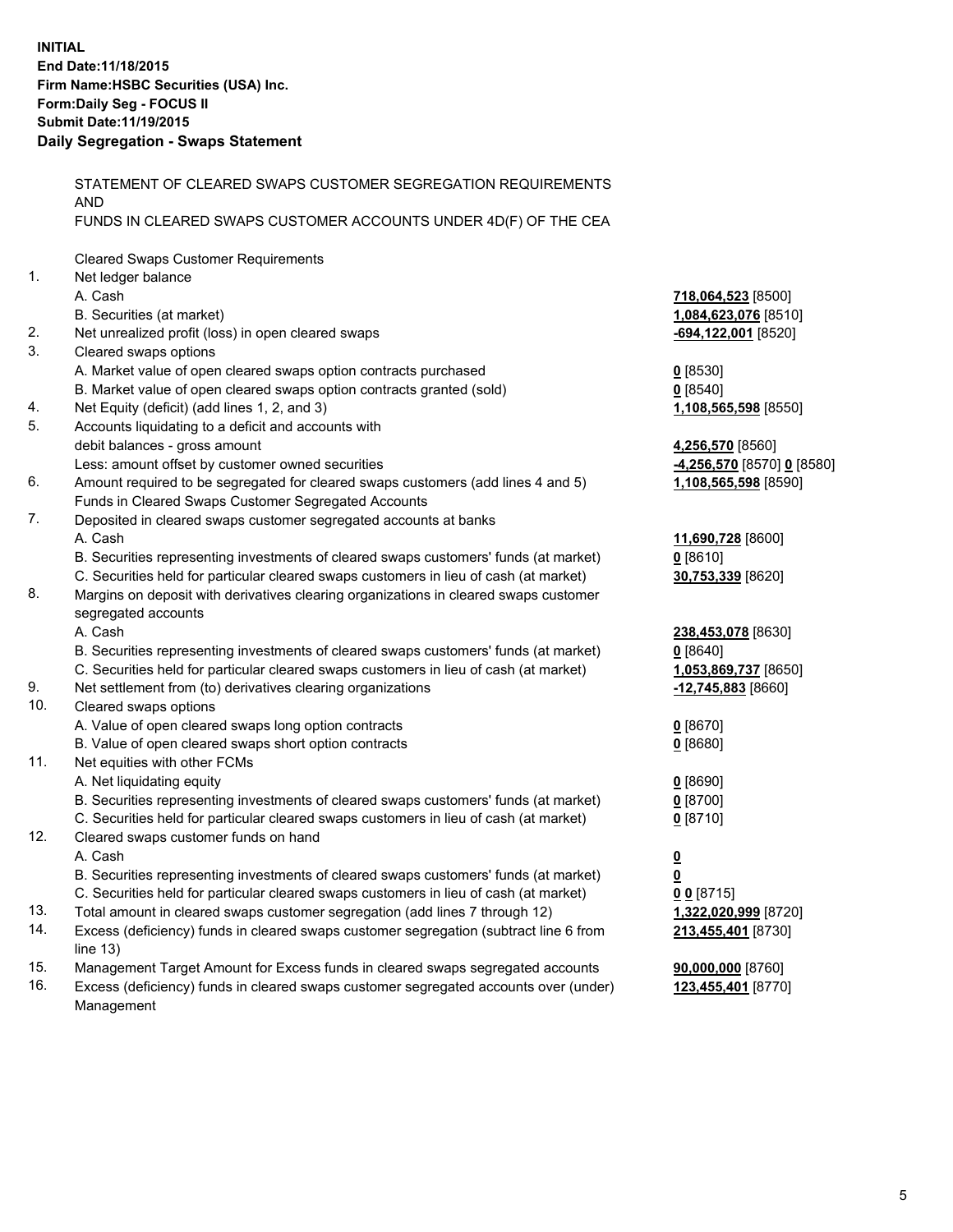**INITIAL**
**End Date:11/18/2015**
**Firm Name:HSBC Securities (USA) Inc.**
**Form:Daily Seg - FOCUS II**
**Submit Date:11/19/2015**
**Daily Segregation - Swaps Statement**

STATEMENT OF CLEARED SWAPS CUSTOMER SEGREGATION REQUIREMENTS AND FUNDS IN CLEARED SWAPS CUSTOMER ACCOUNTS UNDER 4D(F) OF THE CEA

| | | |
|---|---|---|
| | Cleared Swaps Customer Requirements | |
| 1. | Net ledger balance | |
| | A. Cash | 718,064,523 [8500] |
| | B. Securities (at market) | 1,084,623,076 [8510] |
| 2. | Net unrealized profit (loss) in open cleared swaps | -694,122,001 [8520] |
| 3. | Cleared swaps options | |
| | A. Market value of open cleared swaps option contracts purchased | 0 [8530] |
| | B. Market value of open cleared swaps option contracts granted (sold) | 0 [8540] |
| 4. | Net Equity (deficit) (add lines 1, 2, and 3) | 1,108,565,598 [8550] |
| 5. | Accounts liquidating to a deficit and accounts with debit balances - gross amount | 4,256,570 [8560] |
| | Less: amount offset by customer owned securities | -4,256,570 [8570] 0 [8580] |
| 6. | Amount required to be segregated for cleared swaps customers (add lines 4 and 5) | 1,108,565,598 [8590] |
| | Funds in Cleared Swaps Customer Segregated Accounts | |
| 7. | Deposited in cleared swaps customer segregated accounts at banks | |
| | A. Cash | 11,690,728 [8600] |
| | B. Securities representing investments of cleared swaps customers' funds (at market) | 0 [8610] |
| | C. Securities held for particular cleared swaps customers in lieu of cash (at market) | 30,753,339 [8620] |
| 8. | Margins on deposit with derivatives clearing organizations in cleared swaps customer segregated accounts | |
| | A. Cash | 238,453,078 [8630] |
| | B. Securities representing investments of cleared swaps customers' funds (at market) | 0 [8640] |
| | C. Securities held for particular cleared swaps customers in lieu of cash (at market) | 1,053,869,737 [8650] |
| 9. | Net settlement from (to) derivatives clearing organizations | -12,745,883 [8660] |
| 10. | Cleared swaps options | |
| | A. Value of open cleared swaps long option contracts | 0 [8670] |
| | B. Value of open cleared swaps short option contracts | 0 [8680] |
| 11. | Net equities with other FCMs | |
| | A. Net liquidating equity | 0 [8690] |
| | B. Securities representing investments of cleared swaps customers' funds (at market) | 0 [8700] |
| | C. Securities held for particular cleared swaps customers in lieu of cash (at market) | 0 [8710] |
| 12. | Cleared swaps customer funds on hand | |
| | A. Cash | 0 |
| | B. Securities representing investments of cleared swaps customers' funds (at market) | 0 |
| | C. Securities held for particular cleared swaps customers in lieu of cash (at market) | 0 0 [8715] |
| 13. | Total amount in cleared swaps customer segregation (add lines 7 through 12) | 1,322,020,999 [8720] |
| 14. | Excess (deficiency) funds in cleared swaps customer segregation (subtract line 6 from line 13) | 213,455,401 [8730] |
| 15. | Management Target Amount for Excess funds in cleared swaps segregated accounts | 90,000,000 [8760] |
| 16. | Excess (deficiency) funds in cleared swaps customer segregated accounts over (under) Management | 123,455,401 [8770] |